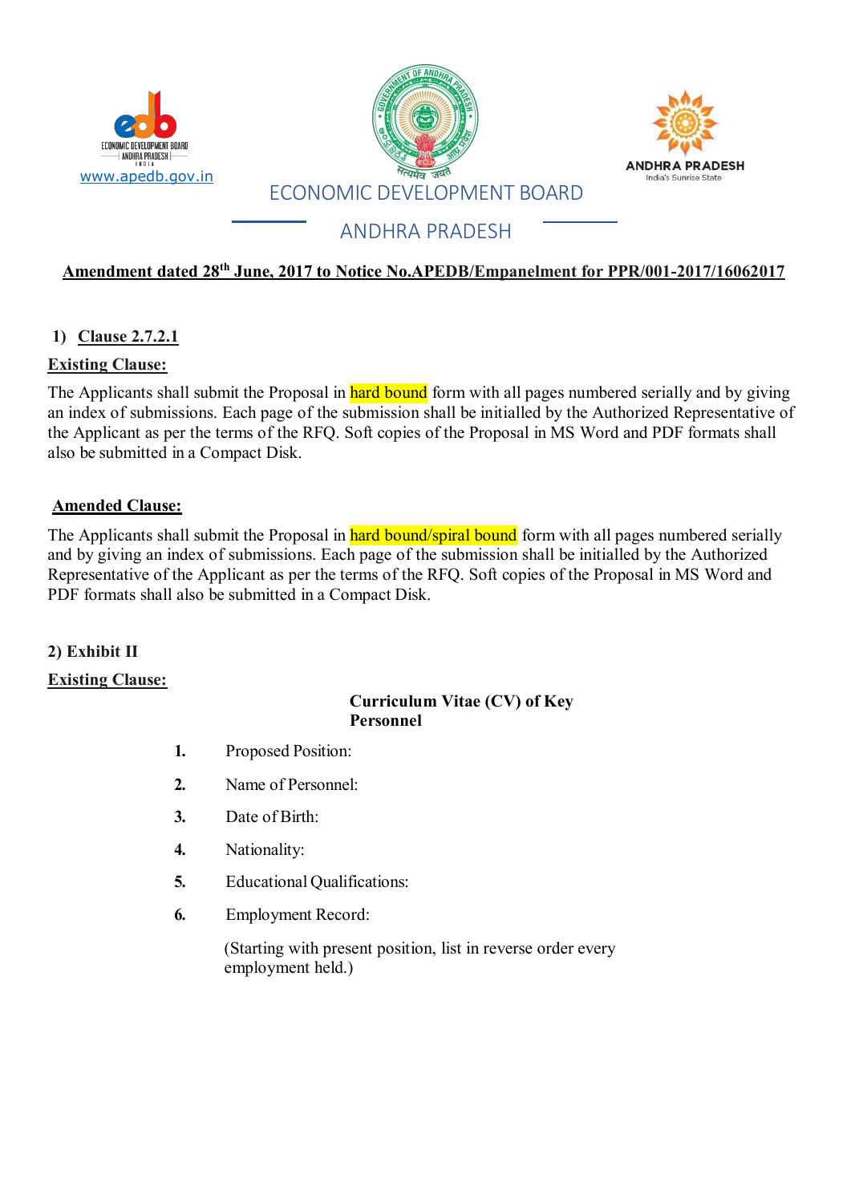ECONOMIC DEVELOPMENT BOARD
ANDHRA PRADESH

www.apedb.gov.in

ANDHRA PRADESH
India's Sunrise State

**Amendment dated 28th June, 2017 to Notice No.APEDB/Empanelment for PPR/001-2017/16062017**

**1) Clause 2.7.2.1**

**Existing Clause:**

The Applicants shall submit the Proposal in hard bound form with all pages numbered serially and by giving an index of submissions. Each page of the submission shall be initialled by the Authorized Representative of the Applicant as per the terms of the RFQ. Soft copies of the Proposal in MS Word and PDF formats shall also be submitted in a Compact Disk.

**Amended Clause:**

The Applicants shall submit the Proposal in hard bound/spiral bound form with all pages numbered serially and by giving an index of submissions. Each page of the submission shall be initialled by the Authorized Representative of the Applicant as per the terms of the RFQ. Soft copies of the Proposal in MS Word and PDF formats shall also be submitted in a Compact Disk.

**2) Exhibit II**

**Existing Clause:**

**Curriculum Vitae (CV) of Key Personnel**

1. Proposed Position:
2. Name of Personnel:
3. Date of Birth:
4. Nationality:
5. Educational Qualifications:
6. Employment Record:

   (Starting with present position, list in reverse order every employment held.)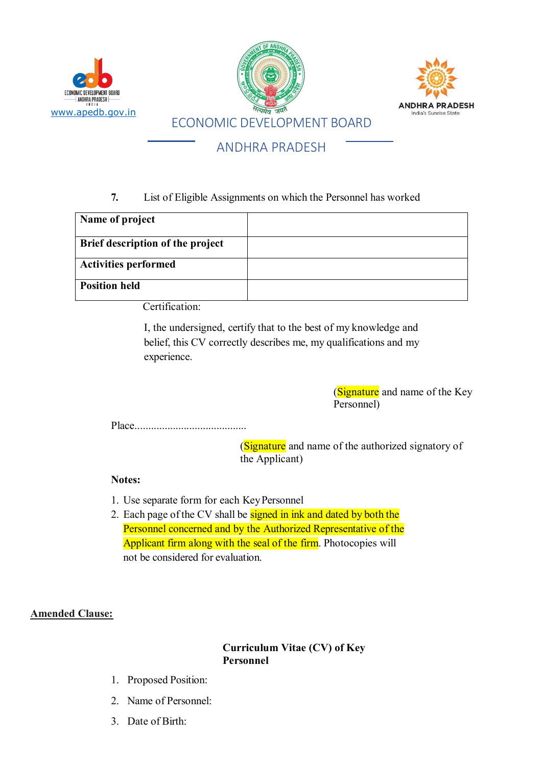7. List of Eligible Assignments on which the Personnel has worked

| Name of project | |
|---|---|
| Brief description of the project | |
| Activities performed | |
| Position held | |

Certification:

I, the undersigned, certify that to the best of my knowledge and belief, this CV correctly describes me, my qualifications and my experience.

(Signature and name of the Key Personnel)

Place.........................................

(Signature and name of the authorized signatory of the Applicant)

**Notes:**

1. Use separate form for each Key Personnel
2. Each page of the CV shall be signed in ink and dated by both the Personnel concerned and by the Authorized Representative of the Applicant firm along with the seal of the firm. Photocopies will not be considered for evaluation.

**Amended Clause:**

**Curriculum Vitae (CV) of Key Personnel**

1. Proposed Position:
2. Name of Personnel:
3. Date of Birth: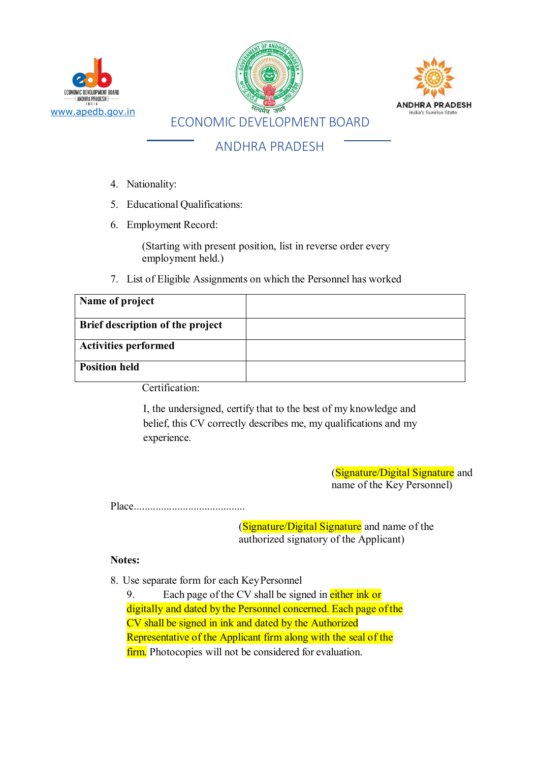4. Nationality:
5. Educational Qualifications:
6. Employment Record:

   (Starting with present position, list in reverse order every employment held.)

7. List of Eligible Assignments on which the Personnel has worked

| | |
|---|---|
| **Name of project** | |
| **Brief description of the project** | |
| **Activities performed** | |
| **Position held** | |

Certification:

I, the undersigned, certify that to the best of my knowledge and belief, this CV correctly describes me, my qualifications and my experience.

(Signature/Digital Signature and name of the Key Personnel)

Place........................................

(Signature/Digital Signature and name of the authorized signatory of the Applicant)

**Notes:**

8. Use separate form for each Key Personnel
9. Each page of the CV shall be signed in either ink or digitally and dated by the Personnel concerned. Each page of the CV shall be signed in ink and dated by the Authorized Representative of the Applicant firm along with the seal of the firm. Photocopies will not be considered for evaluation.